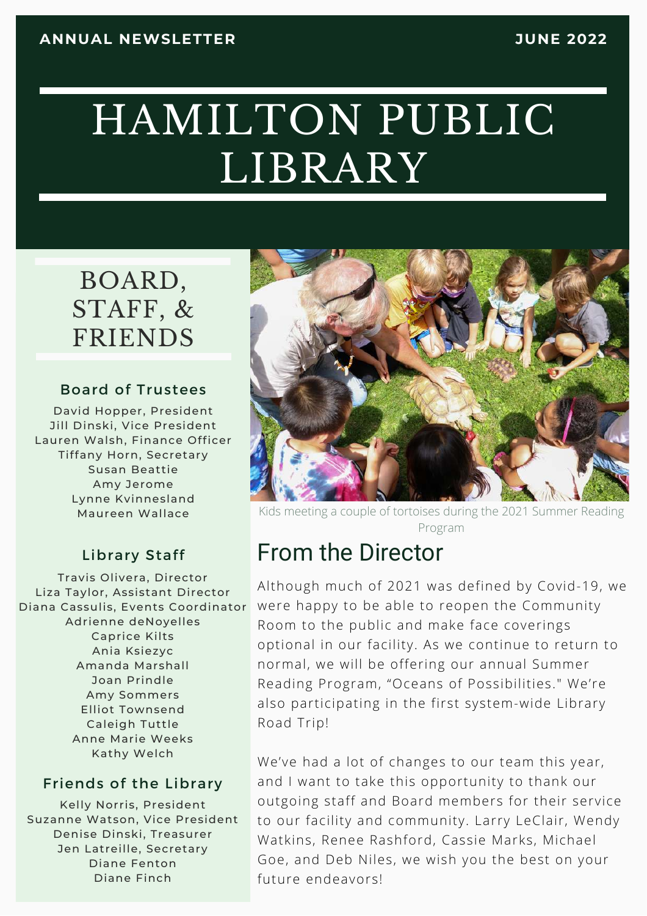ANNUAL NEWSLETTER — JUNE 2022

# HAMILTON PUBLIC LIBRARY

## BOARD, STAFF, & FRIENDS

### Board of Trustees

David Hopper, President
Jill Dinski, Vice President
Lauren Walsh, Finance Officer
Tiffany Horn, Secretary
Susan Beattie
Amy Jerome
Lynne Kvinnesland
Maureen Wallace

### Library Staff

Travis Olivera, Director
Liza Taylor, Assistant Director
Diana Cassulis, Events Coordinator
Adrienne deNoyelles
Caprice Kilts
Ania Ksiezyc
Amanda Marshall
Joan Prindle
Amy Sommers
Elliot Townsend
Caleigh Tuttle
Anne Marie Weeks
Kathy Welch

### Friends of the Library

Kelly Norris, President
Suzanne Watson, Vice President
Denise Dinski, Treasurer
Jen Latreille, Secretary
Diane Fenton
Diane Finch

Kids meeting a couple of tortoises during the 2021 Summer Reading Program

## From the Director

Although much of 2021 was defined by Covid-19, we were happy to be able to reopen the Community Room to the public and make face coverings optional in our facility. As we continue to return to normal, we will be offering our annual Summer Reading Program, “Oceans of Possibilities." We’re also participating in the first system-wide Library Road Trip!

We’ve had a lot of changes to our team this year, and I want to take this opportunity to thank our outgoing staff and Board members for their service to our facility and community. Larry LeClair, Wendy Watkins, Renee Rashford, Cassie Marks, Michael Goe, and Deb Niles, we wish you the best on your future endeavors!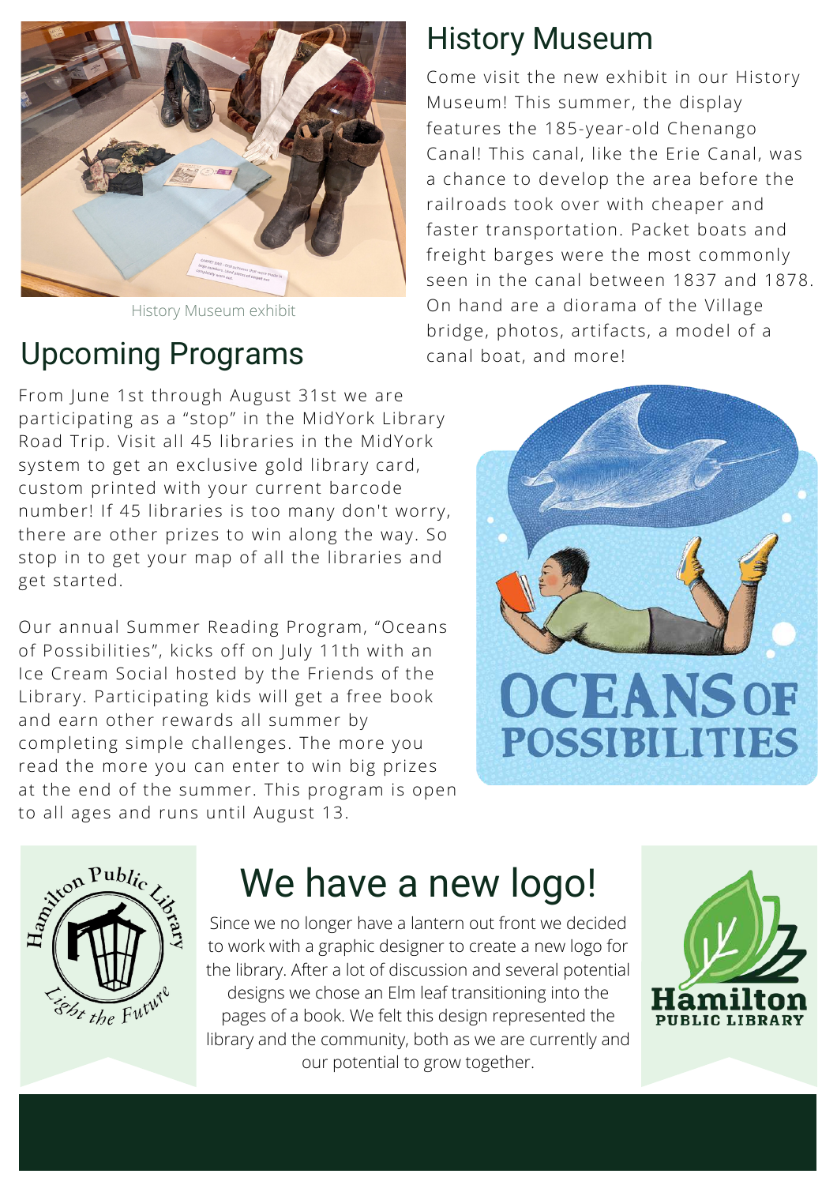## History Museum

Come visit the new exhibit in our History Museum! This summer, the display features the 185-year-old Chenango Canal! This canal, like the Erie Canal, was a chance to develop the area before the railroads took over with cheaper and faster transportation. Packet boats and freight barges were the most commonly seen in the canal between 1837 and 1878. On hand are a diorama of the Village bridge, photos, artifacts, a model of a canal boat, and more!

History Museum exhibit

## Upcoming Programs

From June 1st through August 31st we are participating as a "stop" in the MidYork Library Road Trip. Visit all 45 libraries in the MidYork system to get an exclusive gold library card, custom printed with your current barcode number! If 45 libraries is too many don't worry, there are other prizes to win along the way. So stop in to get your map of all the libraries and get started.

Our annual Summer Reading Program, "Oceans of Possibilities", kicks off on July 11th with an Ice Cream Social hosted by the Friends of the Library. Participating kids will get a free book and earn other rewards all summer by completing simple challenges. The more you read the more you can enter to win big prizes at the end of the summer. This program is open to all ages and runs until August 13.

## We have a new logo!

Since we no longer have a lantern out front we decided to work with a graphic designer to create a new logo for the library. After a lot of discussion and several potential designs we chose an Elm leaf transitioning into the pages of a book. We felt this design represented the library and the community, both as we are currently and our potential to grow together.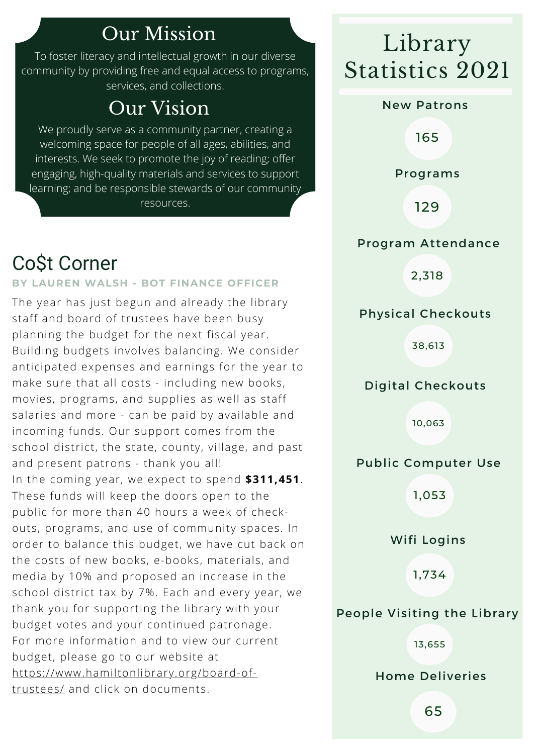## Our Mission

To foster literacy and intellectual growth in our diverse community by providing free and equal access to programs, services, and collections.

## Our Vision

We proudly serve as a community partner, creating a welcoming space for people of all ages, abilities, and interests. We seek to promote the joy of reading; offer engaging, high-quality materials and services to support learning; and be responsible stewards of our community resources.

## Co$t Corner

**BY LAUREN WALSH - BOT FINANCE OFFICER**

The year has just begun and already the library staff and board of trustees have been busy planning the budget for the next fiscal year. Building budgets involves balancing. We consider anticipated expenses and earnings for the year to make sure that all costs - including new books, movies, programs, and supplies as well as staff salaries and more - can be paid by available and incoming funds. Our support comes from the school district, the state, county, village, and past and present patrons - thank you all!

In the coming year, we expect to spend **$311,451**. These funds will keep the doors open to the public for more than 40 hours a week of check-outs, programs, and use of community spaces. In order to balance this budget, we have cut back on the costs of new books, e-books, materials, and media by 10% and proposed an increase in the school district tax by 7%. Each and every year, we thank you for supporting the library with your budget votes and your continued patronage.

For more information and to view our current budget, please go to our website at https://www.hamiltonlibrary.org/board-of-trustees/ and click on documents.

## Library Statistics 2021

**New Patrons**
165

**Programs**
129

**Program Attendance**
2,318

**Physical Checkouts**
38,613

**Digital Checkouts**
10,063

**Public Computer Use**
1,053

**Wifi Logins**
1,734

**People Visiting the Library**
13,655

**Home Deliveries**
65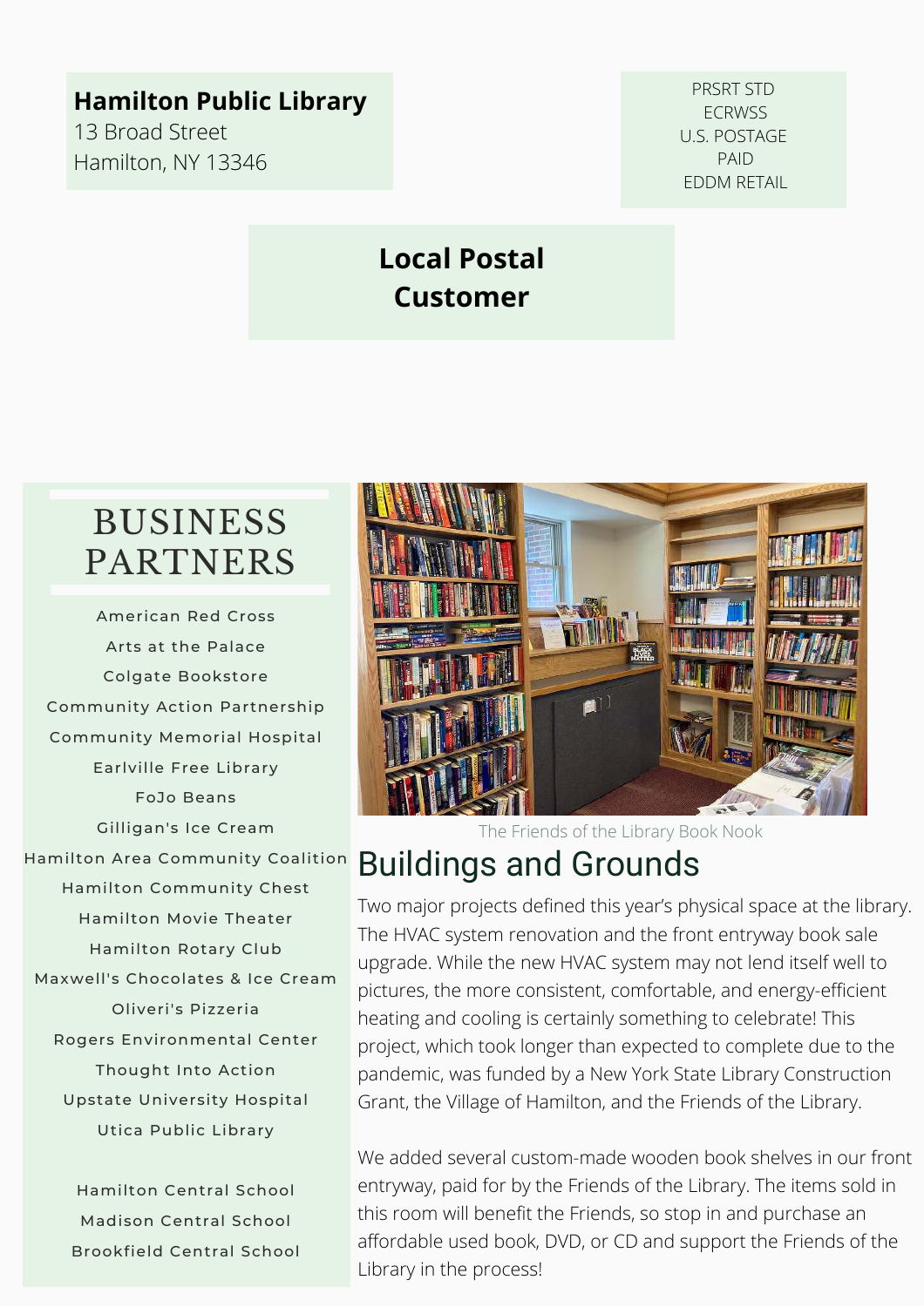**Hamilton Public Library**
13 Broad Street
Hamilton, NY 13346

PRSRT STD
ECRWSS
U.S. POSTAGE
PAID
EDDM RETAIL

**Local Postal Customer**

## BUSINESS PARTNERS

American Red Cross
Arts at the Palace
Colgate Bookstore
Community Action Partnership
Community Memorial Hospital
Earlville Free Library
FoJo Beans
Gilligan's Ice Cream
Hamilton Area Community Coalition
Hamilton Community Chest
Hamilton Movie Theater
Hamilton Rotary Club
Maxwell's Chocolates & Ice Cream
Oliveri's Pizzeria
Rogers Environmental Center
Thought Into Action
Upstate University Hospital
Utica Public Library

Hamilton Central School
Madison Central School
Brookfield Central School

The Friends of the Library Book Nook

## Buildings and Grounds

Two major projects defined this year's physical space at the library. The HVAC system renovation and the front entryway book sale upgrade. While the new HVAC system may not lend itself well to pictures, the more consistent, comfortable, and energy-efficient heating and cooling is certainly something to celebrate! This project, which took longer than expected to complete due to the pandemic, was funded by a New York State Library Construction Grant, the Village of Hamilton, and the Friends of the Library.

We added several custom-made wooden book shelves in our front entryway, paid for by the Friends of the Library. The items sold in this room will benefit the Friends, so stop in and purchase an affordable used book, DVD, or CD and support the Friends of the Library in the process!